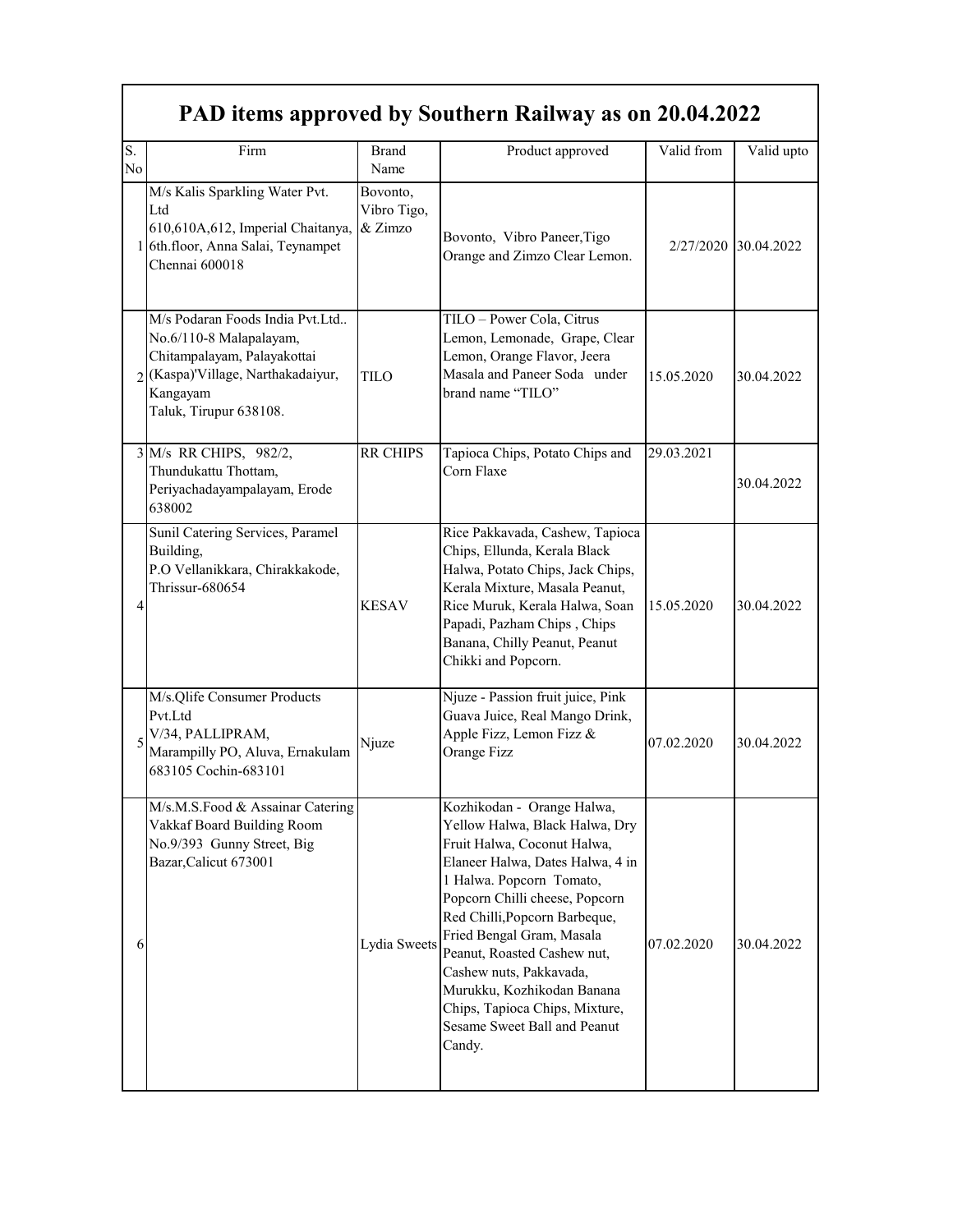# PAD items approved by Southern Railway as on 20.04.2022

| S. No | Firm | Brand Name | Product approved | Valid from | Valid upto |
|---|---|---|---|---|---|
| 1 | M/s Kalis Sparkling Water Pvt. Ltd 610,610A,612, Imperial Chaitanya, 6th.floor, Anna Salai, Teynampet Chennai 600018 | Bovonto, Vibro Tigo, & Zimzo | Bovonto, Vibro Paneer,Tigo Orange and Zimzo Clear Lemon. | 2/27/2020 | 30.04.2022 |
| 2 | M/s Podaran Foods India Pvt.Ltd.. No.6/110-8 Malapalayam, Chitampalayam, Palayakottai (Kaspa)'Village, Narthakadaiyur, Kangayam Taluk, Tirupur 638108. | TILO | TILO – Power Cola, Citrus Lemon, Lemonade, Grape, Clear Lemon, Orange Flavor, Jeera Masala and Paneer Soda under brand name "TILO" | 15.05.2020 | 30.04.2022 |
| 3 | M/s RR CHIPS, 982/2, Thundukattu Thottam, Periyachadayampalayam, Erode 638002 | RR CHIPS | Tapioca Chips, Potato Chips and Corn Flaxe | 29.03.2021 | 30.04.2022 |
| 4 | Sunil Catering Services, Paramel Building, P.O Vellanikkara, Chirakkakode, Thrissur-680654 | KESAV | Rice Pakkavada, Cashew, Tapioca Chips, Ellunda, Kerala Black Halwa, Potato Chips, Jack Chips, Kerala Mixture, Masala Peanut, Rice Muruk, Kerala Halwa, Soan Papadi, Pazham Chips , Chips Banana, Chilly Peanut, Peanut Chikki and Popcorn. | 15.05.2020 | 30.04.2022 |
| 5 | M/s.Qlife Consumer Products Pvt.Ltd V/34, PALLIPRAM, Marampilly PO, Aluva, Ernakulam 683105 Cochin-683101 | Njuze | Njuze - Passion fruit juice, Pink Guava Juice, Real Mango Drink, Apple Fizz, Lemon Fizz & Orange Fizz | 07.02.2020 | 30.04.2022 |
| 6 | M/s.M.S.Food & Assainar Catering Vakkaf Board Building Room No.9/393 Gunny Street, Big Bazar,Calicut 673001 | Lydia Sweets | Kozhikodan - Orange Halwa, Yellow Halwa, Black Halwa, Dry Fruit Halwa, Coconut Halwa, Elaneer Halwa, Dates Halwa, 4 in 1 Halwa. Popcorn Tomato, Popcorn Chilli cheese, Popcorn Red Chilli,Popcorn Barbeque, Fried Bengal Gram, Masala Peanut, Roasted Cashew nut, Cashew nuts, Pakkavada, Murukku, Kozhikodan Banana Chips, Tapioca Chips, Mixture, Sesame Sweet Ball and Peanut Candy. | 07.02.2020 | 30.04.2022 |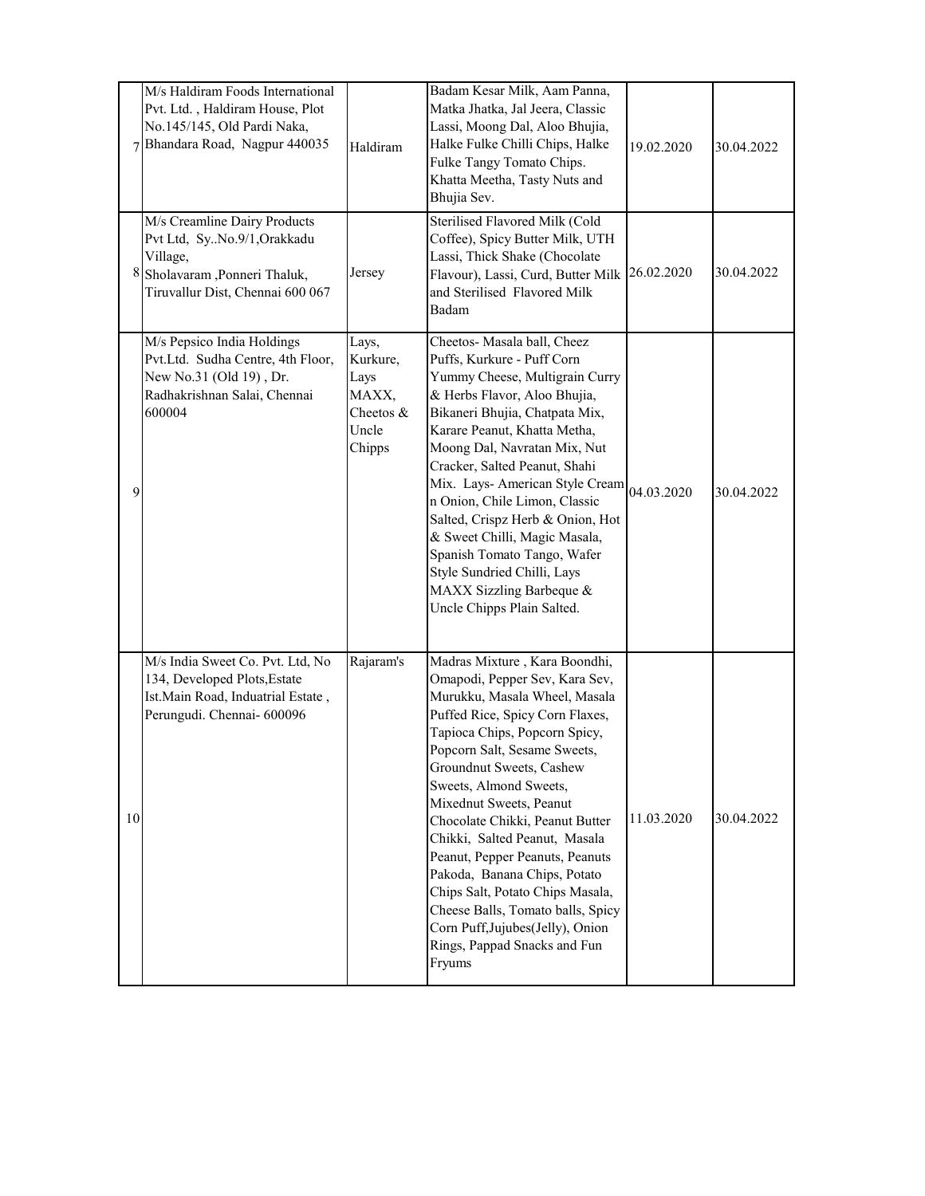| 7 | M/s Haldiram Foods International Pvt. Ltd. , Haldiram House, Plot No.145/145, Old Pardi Naka, Bhandara Road, Nagpur 440035 | Haldiram | Badam Kesar Milk, Aam Panna, Matka Jhatka, Jal Jeera, Classic Lassi, Moong Dal, Aloo Bhujia, Halke Fulke Chilli Chips, Halke Fulke Tangy Tomato Chips. Khatta Meetha, Tasty Nuts and Bhujia Sev. | 19.02.2020 | 30.04.2022 |
|---|---|---|---|---|---|
| 8 | M/s Creamline Dairy Products Pvt Ltd, Sy..No.9/1,Orakkadu Village, Sholavaram ,Ponneri Thaluk, Tiruvallur Dist, Chennai 600 067 | Jersey | Sterilised Flavored Milk (Cold Coffee), Spicy Butter Milk, UTH Lassi, Thick Shake (Chocolate Flavour), Lassi, Curd, Butter Milk and Sterilised Flavored Milk Badam | 26.02.2020 | 30.04.2022 |
| 9 | M/s Pepsico India Holdings Pvt.Ltd. Sudha Centre, 4th Floor, New No.31 (Old 19) , Dr. Radhakrishnan Salai, Chennai 600004 | Lays, Kurkure, Lays MAXX, Cheetos & Uncle Chipps | Cheetos- Masala ball, Cheez Puffs, Kurkure - Puff Corn Yummy Cheese, Multigrain Curry & Herbs Flavor, Aloo Bhujia, Bikaneri Bhujia, Chatpata Mix, Karare Peanut, Khatta Metha, Moong Dal, Navratan Mix, Nut Cracker, Salted Peanut, Shahi Mix. Lays- American Style Cream n Onion, Chile Limon, Classic Salted, Crispz Herb & Onion, Hot & Sweet Chilli, Magic Masala, Spanish Tomato Tango, Wafer Style Sundried Chilli, Lays MAXX Sizzling Barbeque & Uncle Chipps Plain Salted. | 04.03.2020 | 30.04.2022 |
| 10 | M/s India Sweet Co. Pvt. Ltd, No 134, Developed Plots,Estate Ist.Main Road, Induatrial Estate , Perungudi. Chennai- 600096 | Rajaram's | Madras Mixture , Kara Boondhi, Omapodi, Pepper Sev, Kara Sev, Murukku, Masala Wheel, Masala Puffed Rice, Spicy Corn Flaxes, Tapioca Chips, Popcorn Spicy, Popcorn Salt, Sesame Sweets, Groundnut Sweets, Cashew Sweets, Almond Sweets, Mixednut Sweets, Peanut Chocolate Chikki, Peanut Butter Chikki, Salted Peanut, Masala Peanut, Pepper Peanuts, Peanuts Pakoda, Banana Chips, Potato Chips Salt, Potato Chips Masala, Cheese Balls, Tomato balls, Spicy Corn Puff,Jujubes(Jelly), Onion Rings, Pappad Snacks and Fun Fryums | 11.03.2020 | 30.04.2022 |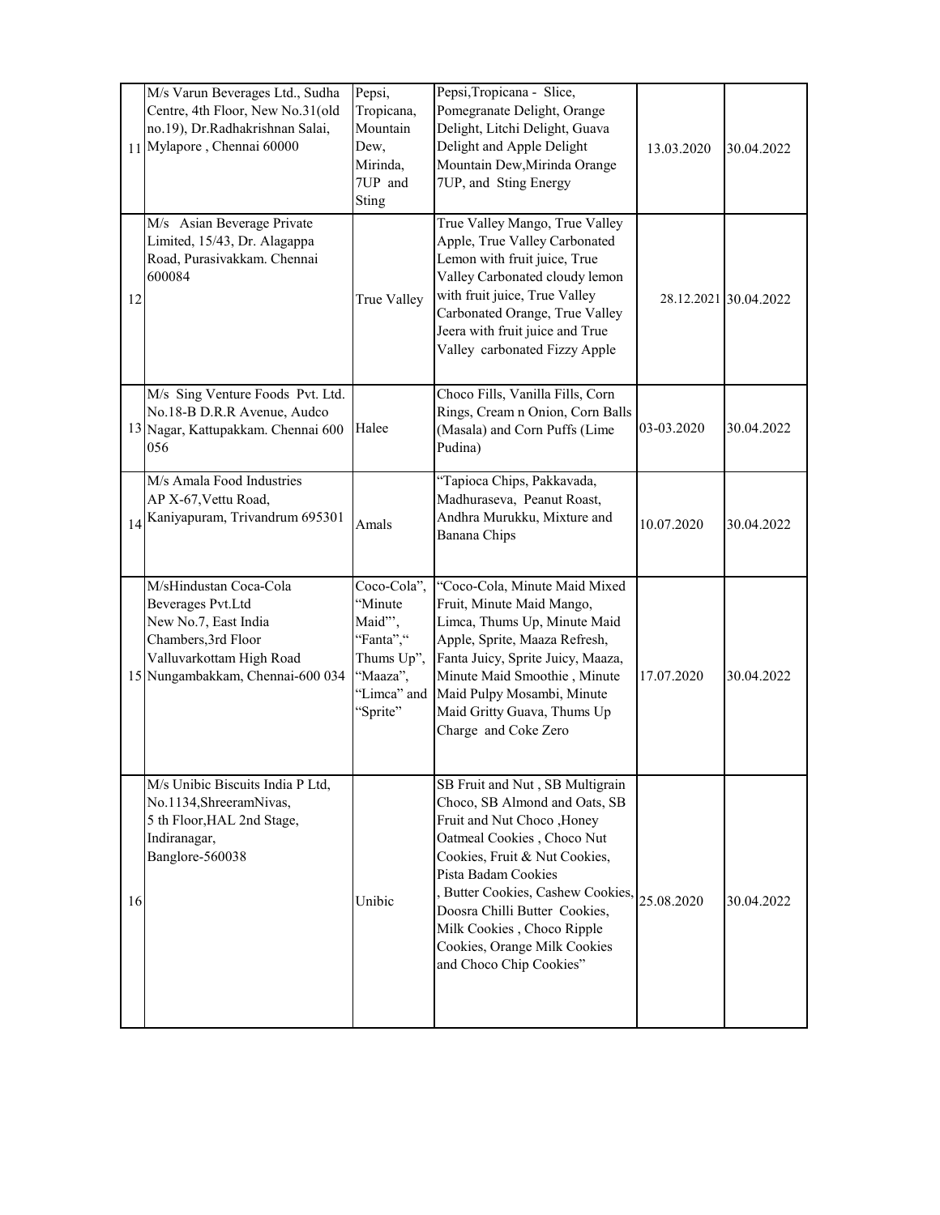| | | | | | |
|---|---|---|---|---|---|
| 11 | M/s Varun Beverages Ltd., Sudha Centre, 4th Floor, New No.31(old no.19), Dr.Radhakrishnan Salai, Mylapore , Chennai 60000 | Pepsi, Tropicana, Mountain Dew, Mirinda, 7UP and Sting | Pepsi,Tropicana - Slice, Pomegranate Delight, Orange Delight, Litchi Delight, Guava Delight and Apple Delight Mountain Dew,Mirinda Orange 7UP, and Sting Energy | 13.03.2020 | 30.04.2022 |
| 12 | M/s Asian Beverage Private Limited, 15/43, Dr. Alagappa Road, Purasivakkam. Chennai 600084 | True Valley | True Valley Mango, True Valley Apple, True Valley Carbonated Lemon with fruit juice, True Valley Carbonated cloudy lemon with fruit juice, True Valley Carbonated Orange, True Valley Jeera with fruit juice and True Valley carbonated Fizzy Apple | 28.12.2021 | 30.04.2022 |
| 13 | M/s Sing Venture Foods Pvt. Ltd. No.18-B D.R.R Avenue, Audco Nagar, Kattupakkam. Chennai 600 056 | Halee | Choco Fills, Vanilla Fills, Corn Rings, Cream n Onion, Corn Balls (Masala) and Corn Puffs (Lime Pudina) | 03-03.2020 | 30.04.2022 |
| 14 | M/s Amala Food Industries AP X-67,Vettu Road, Kaniyapuram, Trivandrum 695301 | Amals | "Tapioca Chips, Pakkavada, Madhuraseva, Peanut Roast, Andhra Murukku, Mixture and Banana Chips | 10.07.2020 | 30.04.2022 |
| 15 | M/sHindustan Coca-Cola Beverages Pvt.Ltd New No.7, East India Chambers,3rd Floor Valluvarkottam High Road Nungambakkam, Chennai-600 034 | Coco-Cola", "Minute Maid"', "Fanta"," Thums Up", "Maaza", "Limca" and "Sprite" | "Coco-Cola, Minute Maid Mixed Fruit, Minute Maid Mango, Limca, Thums Up, Minute Maid Apple, Sprite, Maaza Refresh, Fanta Juicy, Sprite Juicy, Maaza, Minute Maid Smoothie , Minute Maid Pulpy Mosambi, Minute Maid Gritty Guava, Thums Up Charge and Coke Zero | 17.07.2020 | 30.04.2022 |
| 16 | M/s Unibic Biscuits India P Ltd, No.1134,ShreeramNivas, 5 th Floor,HAL 2nd Stage, Indiranagar, Banglore-560038 | Unibic | SB Fruit and Nut , SB Multigrain Choco, SB Almond and Oats, SB Fruit and Nut Choco ,Honey Oatmeal Cookies , Choco Nut Cookies, Fruit & Nut Cookies, Pista Badam Cookies , Butter Cookies, Cashew Cookies, Doosra Chilli Butter Cookies, Milk Cookies , Choco Ripple Cookies, Orange Milk Cookies and Choco Chip Cookies" | 25.08.2020 | 30.04.2022 |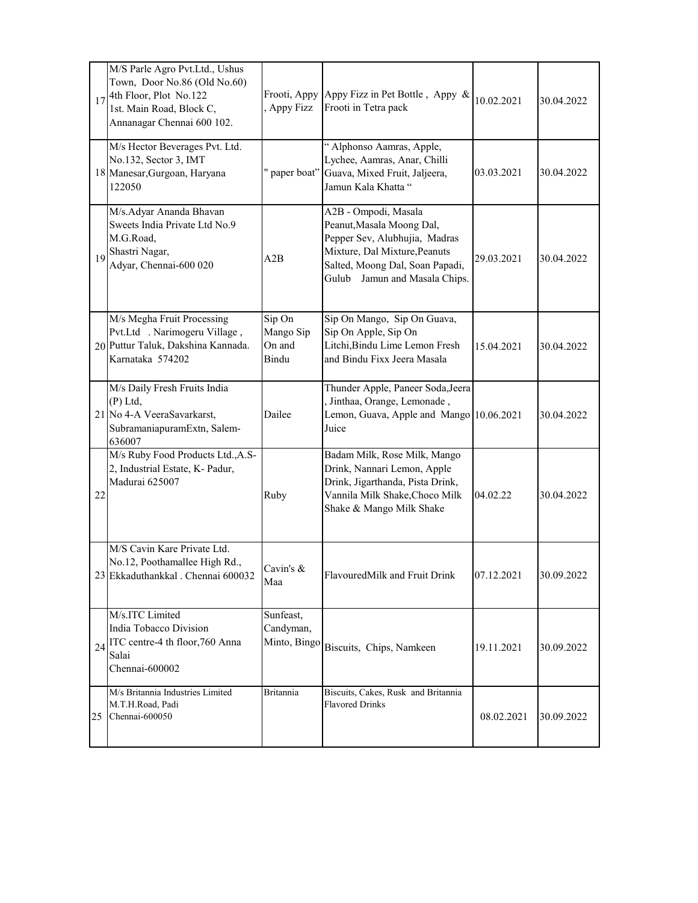| | | | | | |
|---|---|---|---|---|---|
| 17 | M/S Parle Agro Pvt.Ltd., Ushus Town, Door No.86 (Old No.60) 4th Floor, Plot No.122 1st. Main Road, Block C, Annanagar Chennai 600 102. | Frooti, Appy , Appy Fizz | Appy Fizz in Pet Bottle , Appy & Frooti in Tetra pack | 10.02.2021 | 30.04.2022 |
| 18 | M/s Hector Beverages Pvt. Ltd. No.132, Sector 3, IMT Manesar,Gurgoan, Haryana 122050 | " paper boat" | " Alphonso Aamras, Apple, Lychee, Aamras, Anar, Chilli Guava, Mixed Fruit, Jaljeera, Jamun Kala Khatta " | 03.03.2021 | 30.04.2022 |
| 19 | M/s.Adyar Ananda Bhavan Sweets India Private Ltd No.9 M.G.Road, Shastri Nagar, Adyar, Chennai-600 020 | A2B | A2B - Ompodi, Masala Peanut,Masala Moong Dal, Pepper Sev, Alubhujia, Madras Mixture, Dal Mixture,Peanuts Salted, Moong Dal, Soan Papadi, Gulub Jamun and Masala Chips. | 29.03.2021 | 30.04.2022 |
| 20 | M/s Megha Fruit Processing Pvt.Ltd . Narimogeru Village , Puttur Taluk, Dakshina Kannada. Karnataka 574202 | Sip On Mango Sip On and Bindu | Sip On Mango, Sip On Guava, Sip On Apple, Sip On Litchi,Bindu Lime Lemon Fresh and Bindu Fixx Jeera Masala | 15.04.2021 | 30.04.2022 |
| 21 | M/s Daily Fresh Fruits India (P) Ltd, No 4-A VeeraSavarkarst, SubramaniapuramExtn, Salem-636007 | Dailee | Thunder Apple, Paneer Soda,Jeera , Jinthaa, Orange, Lemonade , Lemon, Guava, Apple and Mango Juice | 10.06.2021 | 30.04.2022 |
| 22 | M/s Ruby Food Products Ltd.,A.S-2, Industrial Estate, K- Padur, Madurai 625007 | Ruby | Badam Milk, Rose Milk, Mango Drink, Nannari Lemon, Apple Drink, Jigarthanda, Pista Drink, Vannila Milk Shake,Choco Milk Shake & Mango Milk Shake | 04.02.22 | 30.04.2022 |
| 23 | M/S Cavin Kare Private Ltd. No.12, Poothamallee High Rd., Ekkaduthankkal . Chennai 600032 | Cavin's & Maa | FlavouredMilk and Fruit Drink | 07.12.2021 | 30.09.2022 |
| 24 | M/s.ITC Limited India Tobacco Division ITC centre-4 th floor,760 Anna Salai Chennai-600002 | Sunfeast, Candyman, Minto, Bingo | Biscuits, Chips, Namkeen | 19.11.2021 | 30.09.2022 |
| 25 | M/s Britannia Industries Limited M.T.H.Road, Padi Chennai-600050 | Britannia | Biscuits, Cakes, Rusk and Britannia Flavored Drinks | 08.02.2021 | 30.09.2022 |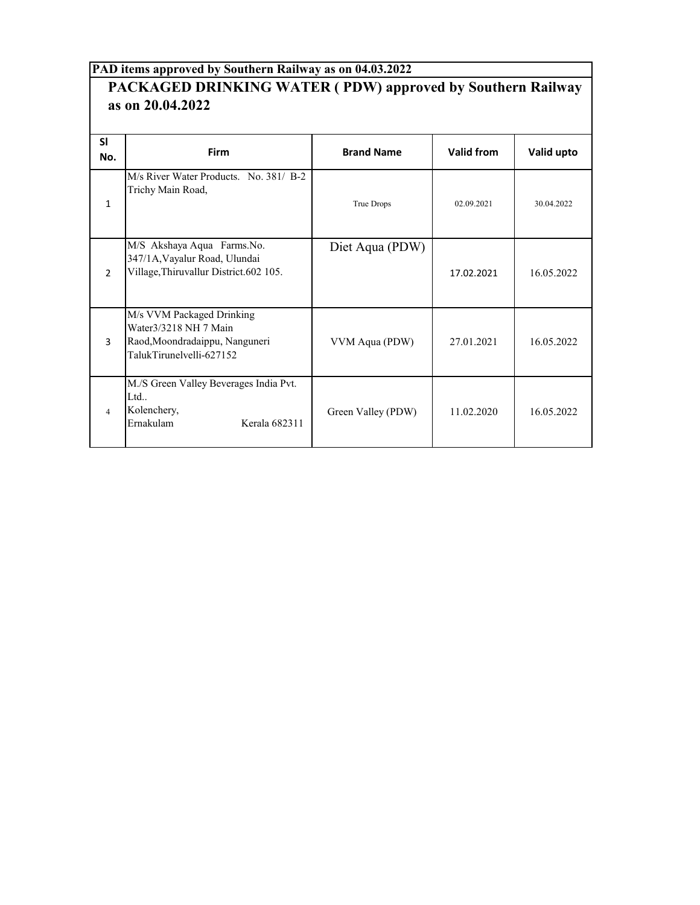**PAD items approved by Southern Railway as on 04.03.2022**

## PACKAGED DRINKING WATER ( PDW) approved by Southern Railway as on 20.04.2022

| Sl No. | Firm | Brand Name | Valid from | Valid upto |
|---|---|---|---|---|
| 1 | M/s River Water Products. No. 381/ B-2 Trichy Main Road, | True Drops | 02.09.2021 | 30.04.2022 |
| 2 | M/S Akshaya Aqua Farms.No. 347/1A,Vayalur Road, Ulundai Village,Thiruvallur District.602 105. | Diet Aqua (PDW) | 17.02.2021 | 16.05.2022 |
| 3 | M/s VVM Packaged Drinking Water3/3218 NH 7 Main Raod,Moondradaippu, Nanguneri TalukTirunelvelli-627152 | VVM Aqua (PDW) | 27.01.2021 | 16.05.2022 |
| 4 | M./S Green Valley Beverages India Pvt. Ltd.. Kolenchery, Ernakulam Kerala 682311 | Green Valley (PDW) | 11.02.2020 | 16.05.2022 |